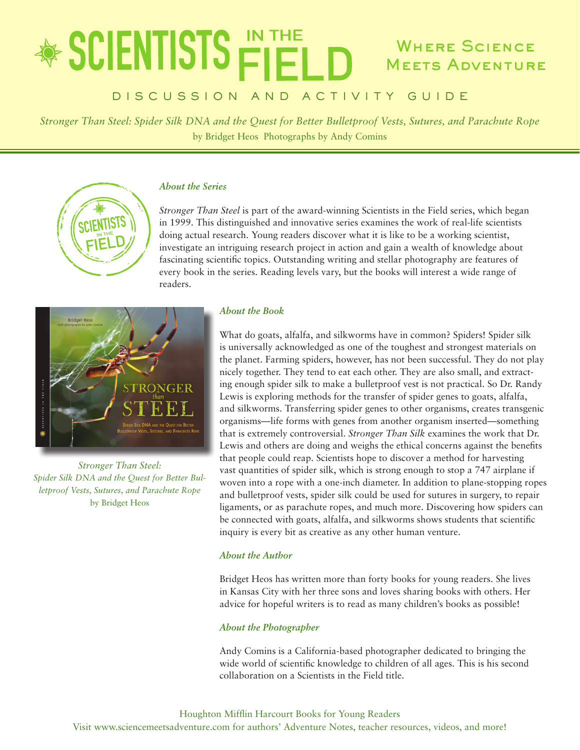# SCIENTISTS IN THE FIELD

**Where Science Meets Adventure**

DISCUSSION AND ACTIVITY GUIDE

*Stronger Than Steel: Spider Silk DNA and the Quest for Better Bulletproof Vests, Sutures, and Parachute Rope*
by Bridget Heos Photographs by Andy Comins

### *About the Series*

*Stronger Than Steel* is part of the award-winning Scientists in the Field series, which began in 1999. This distinguished and innovative series examines the work of real-life scientists doing actual research. Young readers discover what it is like to be a working scientist, investigate an intriguing research project in action and gain a wealth of knowledge about fascinating scientific topics. Outstanding writing and stellar photography are features of every book in the series. Reading levels vary, but the books will interest a wide range of readers.

*Stronger Than Steel: Spider Silk DNA and the Quest for Better Bulletproof Vests, Sutures, and Parachute Rope*
by Bridget Heos

### *About the Book*

What do goats, alfalfa, and silkworms have in common? Spiders! Spider silk is universally acknowledged as one of the toughest and strongest materials on the planet. Farming spiders, however, has not been successful. They do not play nicely together. They tend to eat each other. They are also small, and extracting enough spider silk to make a bulletproof vest is not practical. So Dr. Randy Lewis is exploring methods for the transfer of spider genes to goats, alfalfa, and silkworms. Transferring spider genes to other organisms, creates transgenic organisms—life forms with genes from another organism inserted—something that is extremely controversial. *Stronger Than Silk* examines the work that Dr. Lewis and others are doing and weighs the ethical concerns against the benefits that people could reap. Scientists hope to discover a method for harvesting vast quantities of spider silk, which is strong enough to stop a 747 airplane if woven into a rope with a one-inch diameter. In addition to plane-stopping ropes and bulletproof vests, spider silk could be used for sutures in surgery, to repair ligaments, or as parachute ropes, and much more. Discovering how spiders can be connected with goats, alfalfa, and silkworms shows students that scientific inquiry is every bit as creative as any other human venture.

### *About the Author*

Bridget Heos has written more than forty books for young readers. She lives in Kansas City with her three sons and loves sharing books with others. Her advice for hopeful writers is to read as many children's books as possible!

### *About the Photographer*

Andy Comins is a California-based photographer dedicated to bringing the wide world of scientific knowledge to children of all ages. This is his second collaboration on a Scientists in the Field title.

Houghton Mifflin Harcourt Books for Young Readers
Visit www.sciencemeetsadventure.com for authors' Adventure Notes, teacher resources, videos, and more!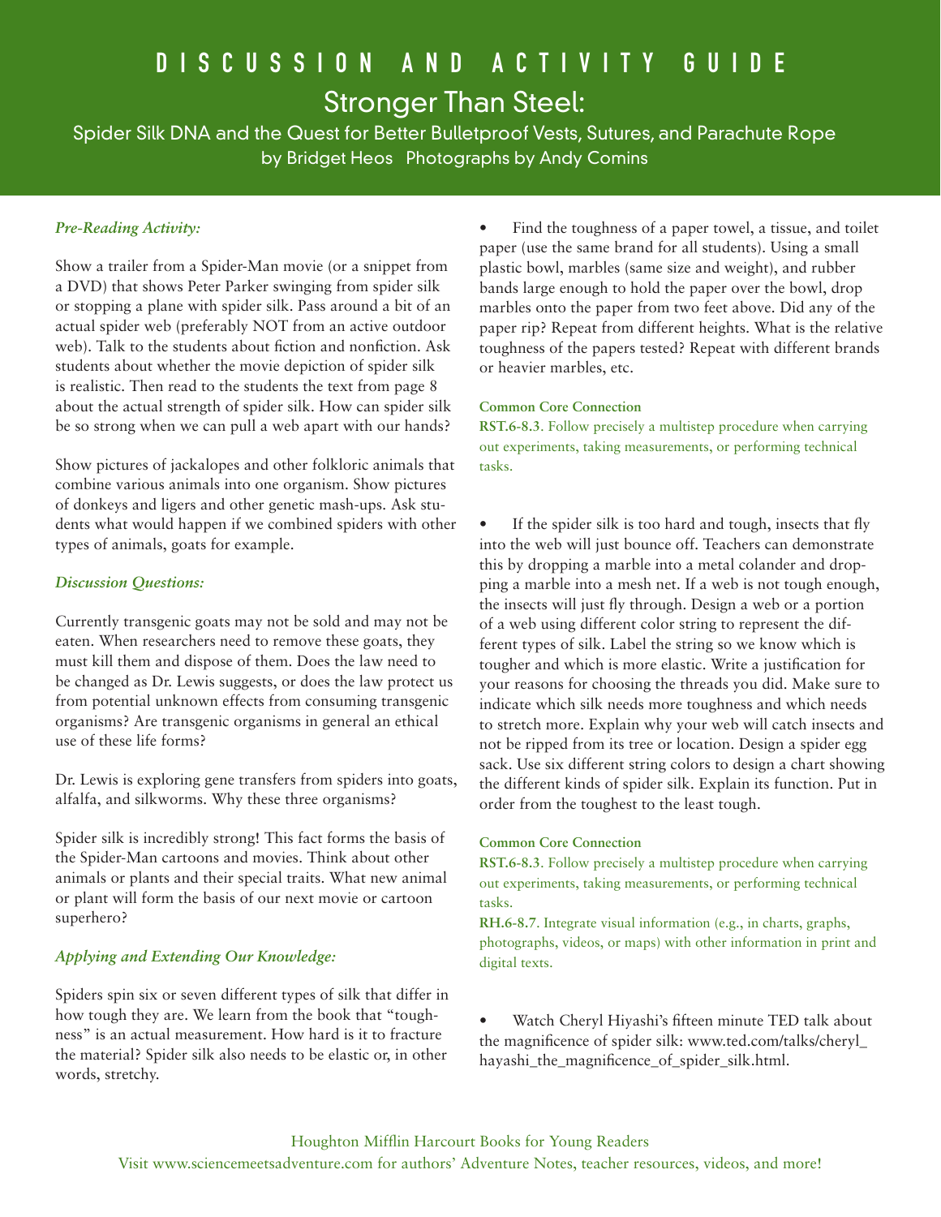# DISCUSSION AND ACTIVITY GUIDE

## Stronger Than Steel:

### Spider Silk DNA and the Quest for Better Bulletproof Vests, Sutures, and Parachute Rope

by Bridget Heos Photographs by Andy Comins

***Pre-Reading Activity:***

Show a trailer from a Spider-Man movie (or a snippet from a DVD) that shows Peter Parker swinging from spider silk or stopping a plane with spider silk. Pass around a bit of an actual spider web (preferably NOT from an active outdoor web). Talk to the students about fiction and nonfiction. Ask students about whether the movie depiction of spider silk is realistic. Then read to the students the text from page 8 about the actual strength of spider silk. How can spider silk be so strong when we can pull a web apart with our hands?

Show pictures of jackalopes and other folkloric animals that combine various animals into one organism. Show pictures of donkeys and ligers and other genetic mash-ups. Ask students what would happen if we combined spiders with other types of animals, goats for example.

***Discussion Questions:***

Currently transgenic goats may not be sold and may not be eaten. When researchers need to remove these goats, they must kill them and dispose of them. Does the law need to be changed as Dr. Lewis suggests, or does the law protect us from potential unknown effects from consuming transgenic organisms? Are transgenic organisms in general an ethical use of these life forms?

Dr. Lewis is exploring gene transfers from spiders into goats, alfalfa, and silkworms. Why these three organisms?

Spider silk is incredibly strong! This fact forms the basis of the Spider-Man cartoons and movies. Think about other animals or plants and their special traits. What new animal or plant will form the basis of our next movie or cartoon superhero?

***Applying and Extending Our Knowledge:***

Spiders spin six or seven different types of silk that differ in how tough they are. We learn from the book that "toughness" is an actual measurement. How hard is it to fracture the material? Spider silk also needs to be elastic or, in other words, stretchy.

- Find the toughness of a paper towel, a tissue, and toilet paper (use the same brand for all students). Using a small plastic bowl, marbles (same size and weight), and rubber bands large enough to hold the paper over the bowl, drop marbles onto the paper from two feet above. Did any of the paper rip? Repeat from different heights. What is the relative toughness of the papers tested? Repeat with different brands or heavier marbles, etc.

**Common Core Connection**
**RST.6-8.3**. Follow precisely a multistep procedure when carrying out experiments, taking measurements, or performing technical tasks.

- If the spider silk is too hard and tough, insects that fly into the web will just bounce off. Teachers can demonstrate this by dropping a marble into a metal colander and dropping a marble into a mesh net. If a web is not tough enough, the insects will just fly through. Design a web or a portion of a web using different color string to represent the different types of silk. Label the string so we know which is tougher and which is more elastic. Write a justification for your reasons for choosing the threads you did. Make sure to indicate which silk needs more toughness and which needs to stretch more. Explain why your web will catch insects and not be ripped from its tree or location. Design a spider egg sack. Use six different string colors to design a chart showing the different kinds of spider silk. Explain its function. Put in order from the toughest to the least tough.

**Common Core Connection**
**RST.6-8.3**. Follow precisely a multistep procedure when carrying out experiments, taking measurements, or performing technical tasks.
**RH.6-8.7**. Integrate visual information (e.g., in charts, graphs, photographs, videos, or maps) with other information in print and digital texts.

- Watch Cheryl Hiyashi's fifteen minute TED talk about the magnificence of spider silk: www.ted.com/talks/cheryl_hayashi_the_magnificence_of_spider_silk.html.

Houghton Mifflin Harcourt Books for Young Readers
Visit www.sciencemeetsadventure.com for authors' Adventure Notes, teacher resources, videos, and more!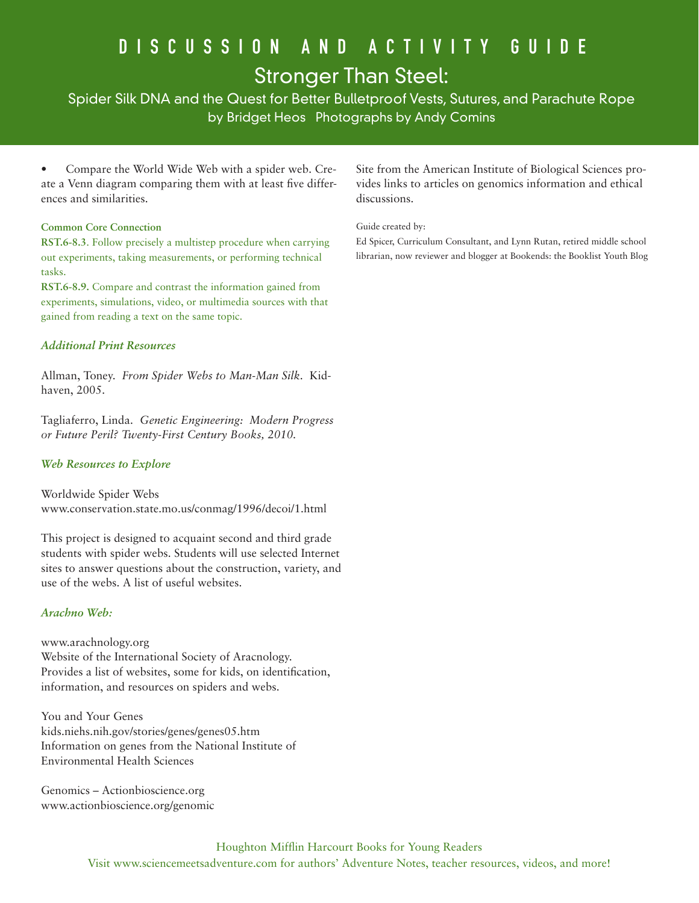# DISCUSSION AND ACTIVITY GUIDE

## Stronger Than Steel:

### Spider Silk DNA and the Quest for Better Bulletproof Vests, Sutures, and Parachute Rope

by Bridget Heos   Photographs by Andy Comins

- Compare the World Wide Web with a spider web. Create a Venn diagram comparing them with at least five differences and similarities.

**Common Core Connection**

**RST.6-8.3**. Follow precisely a multistep procedure when carrying out experiments, taking measurements, or performing technical tasks.

**RST.6-8.9.** Compare and contrast the information gained from experiments, simulations, video, or multimedia sources with that gained from reading a text on the same topic.

### *Additional Print Resources*

Allman, Toney. *From Spider Webs to Man-Man Silk*. Kidhaven, 2005.

Tagliaferro, Linda. *Genetic Engineering: Modern Progress or Future Peril? Twenty-First Century Books, 2010.*

### *Web Resources to Explore*

Worldwide Spider Webs
www.conservation.state.mo.us/conmag/1996/decoi/1.html

This project is designed to acquaint second and third grade students with spider webs. Students will use selected Internet sites to answer questions about the construction, variety, and use of the webs. A list of useful websites.

### *Arachno Web:*

www.arachnology.org
Website of the International Society of Aracnology. Provides a list of websites, some for kids, on identification, information, and resources on spiders and webs.

You and Your Genes
kids.niehs.nih.gov/stories/genes/genes05.htm
Information on genes from the National Institute of Environmental Health Sciences

Genomics – Actionbioscience.org
www.actionbioscience.org/genomic
Site from the American Institute of Biological Sciences provides links to articles on genomics information and ethical discussions.

Guide created by:
Ed Spicer, Curriculum Consultant, and Lynn Rutan, retired middle school librarian, now reviewer and blogger at Bookends: the Booklist Youth Blog

Houghton Mifflin Harcourt Books for Young Readers
Visit www.sciencemeetsadventure.com for authors' Adventure Notes, teacher resources, videos, and more!